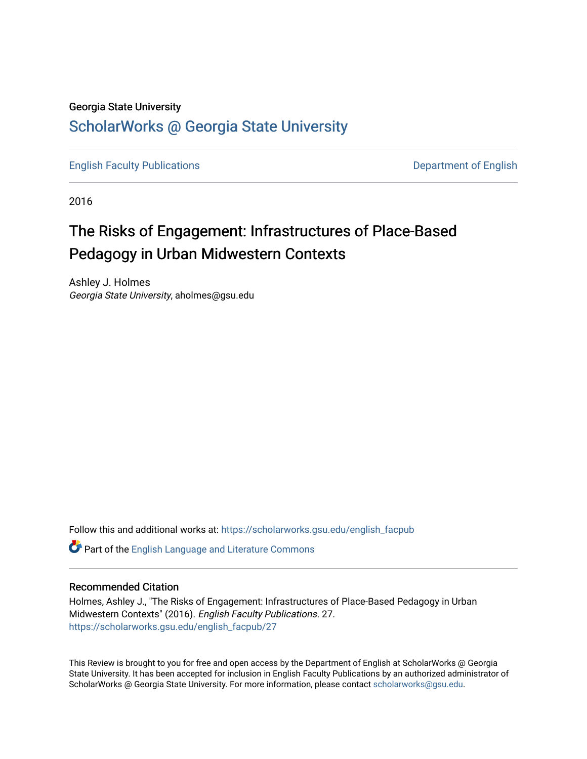Georgia State University

# ScholarWorks @ Georgia State University

English Faculty Publications | Department of English

2016

## The Risks of Engagement: Infrastructures of Place-Based Pedagogy in Urban Midwestern Contexts

Ashley J. Holmes
*Georgia State University*, aholmes@gsu.edu

Follow this and additional works at: https://scholarworks.gsu.edu/english_facpub

Part of the English Language and Literature Commons

### Recommended Citation

Holmes, Ashley J., "The Risks of Engagement: Infrastructures of Place-Based Pedagogy in Urban Midwestern Contexts" (2016). *English Faculty Publications*. 27.
https://scholarworks.gsu.edu/english_facpub/27

This Review is brought to you for free and open access by the Department of English at ScholarWorks @ Georgia State University. It has been accepted for inclusion in English Faculty Publications by an authorized administrator of ScholarWorks @ Georgia State University. For more information, please contact scholarworks@gsu.edu.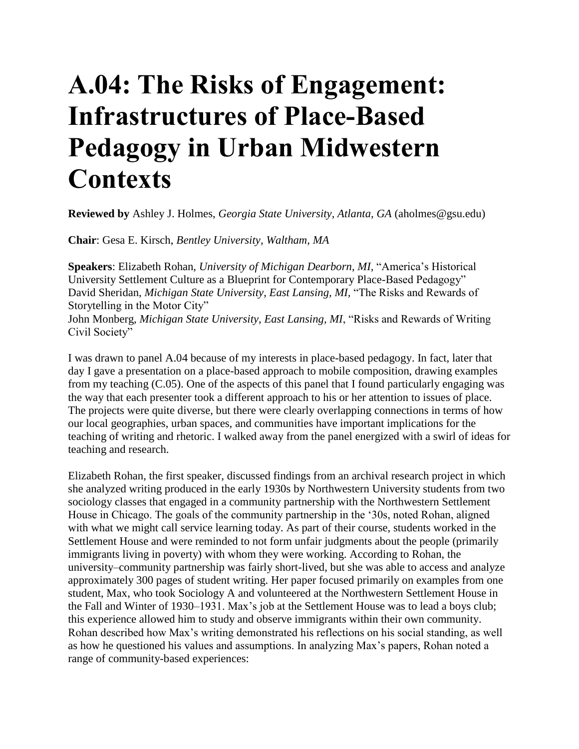# A.04: The Risks of Engagement: Infrastructures of Place-Based Pedagogy in Urban Midwestern Contexts

**Reviewed by** Ashley J. Holmes, *Georgia State University, Atlanta, GA* (aholmes@gsu.edu)

**Chair**: Gesa E. Kirsch, *Bentley University, Waltham, MA*

**Speakers**: Elizabeth Rohan, *University of Michigan Dearborn, MI,* "America's Historical University Settlement Culture as a Blueprint for Contemporary Place-Based Pedagogy"
David Sheridan, *Michigan State University, East Lansing, MI,* "The Risks and Rewards of Storytelling in the Motor City"
John Monberg, *Michigan State University, East Lansing, MI*, "Risks and Rewards of Writing Civil Society"

I was drawn to panel A.04 because of my interests in place-based pedagogy. In fact, later that day I gave a presentation on a place-based approach to mobile composition, drawing examples from my teaching (C.05). One of the aspects of this panel that I found particularly engaging was the way that each presenter took a different approach to his or her attention to issues of place. The projects were quite diverse, but there were clearly overlapping connections in terms of how our local geographies, urban spaces, and communities have important implications for the teaching of writing and rhetoric. I walked away from the panel energized with a swirl of ideas for teaching and research.

Elizabeth Rohan, the first speaker, discussed findings from an archival research project in which she analyzed writing produced in the early 1930s by Northwestern University students from two sociology classes that engaged in a community partnership with the Northwestern Settlement House in Chicago. The goals of the community partnership in the '30s, noted Rohan, aligned with what we might call service learning today. As part of their course, students worked in the Settlement House and were reminded to not form unfair judgments about the people (primarily immigrants living in poverty) with whom they were working. According to Rohan, the university–community partnership was fairly short-lived, but she was able to access and analyze approximately 300 pages of student writing. Her paper focused primarily on examples from one student, Max, who took Sociology A and volunteered at the Northwestern Settlement House in the Fall and Winter of 1930–1931. Max's job at the Settlement House was to lead a boys club; this experience allowed him to study and observe immigrants within their own community. Rohan described how Max's writing demonstrated his reflections on his social standing, as well as how he questioned his values and assumptions. In analyzing Max's papers, Rohan noted a range of community-based experiences: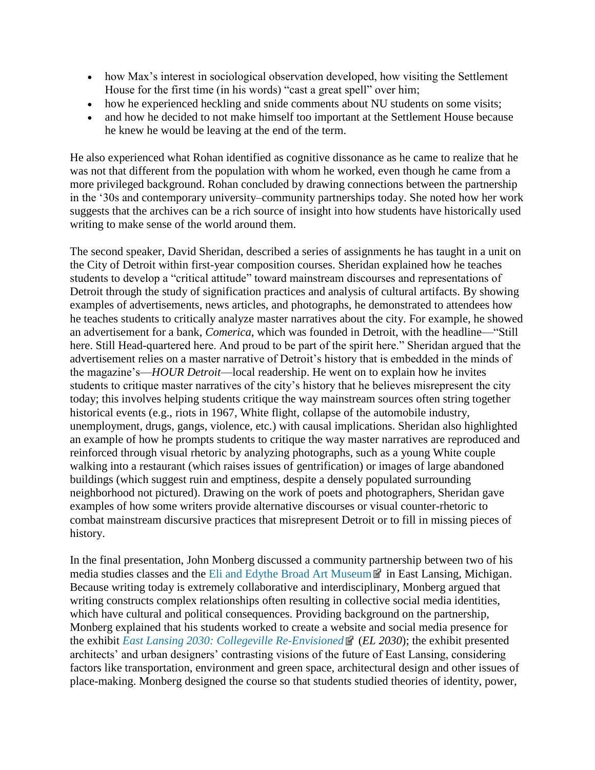- how Max's interest in sociological observation developed, how visiting the Settlement House for the first time (in his words) "cast a great spell" over him;
- how he experienced heckling and snide comments about NU students on some visits;
- and how he decided to not make himself too important at the Settlement House because he knew he would be leaving at the end of the term.

He also experienced what Rohan identified as cognitive dissonance as he came to realize that he was not that different from the population with whom he worked, even though he came from a more privileged background. Rohan concluded by drawing connections between the partnership in the '30s and contemporary university–community partnerships today. She noted how her work suggests that the archives can be a rich source of insight into how students have historically used writing to make sense of the world around them.

The second speaker, David Sheridan, described a series of assignments he has taught in a unit on the City of Detroit within first-year composition courses. Sheridan explained how he teaches students to develop a "critical attitude" toward mainstream discourses and representations of Detroit through the study of signification practices and analysis of cultural artifacts. By showing examples of advertisements, news articles, and photographs, he demonstrated to attendees how he teaches students to critically analyze master narratives about the city. For example, he showed an advertisement for a bank, *Comerica*, which was founded in Detroit, with the headline—"Still here. Still Head-quartered here. And proud to be part of the spirit here." Sheridan argued that the advertisement relies on a master narrative of Detroit's history that is embedded in the minds of the magazine's—*HOUR Detroit*—local readership. He went on to explain how he invites students to critique master narratives of the city's history that he believes misrepresent the city today; this involves helping students critique the way mainstream sources often string together historical events (e.g., riots in 1967, White flight, collapse of the automobile industry, unemployment, drugs, gangs, violence, etc.) with causal implications. Sheridan also highlighted an example of how he prompts students to critique the way master narratives are reproduced and reinforced through visual rhetoric by analyzing photographs, such as a young White couple walking into a restaurant (which raises issues of gentrification) or images of large abandoned buildings (which suggest ruin and emptiness, despite a densely populated surrounding neighborhood not pictured). Drawing on the work of poets and photographers, Sheridan gave examples of how some writers provide alternative discourses or visual counter-rhetoric to combat mainstream discursive practices that misrepresent Detroit or to fill in missing pieces of history.

In the final presentation, John Monberg discussed a community partnership between two of his media studies classes and the Eli and Edythe Broad Art Museum in East Lansing, Michigan. Because writing today is extremely collaborative and interdisciplinary, Monberg argued that writing constructs complex relationships often resulting in collective social media identities, which have cultural and political consequences. Providing background on the partnership, Monberg explained that his students worked to create a website and social media presence for the exhibit *East Lansing 2030: Collegeville Re-Envisioned* (*EL 2030*); the exhibit presented architects' and urban designers' contrasting visions of the future of East Lansing, considering factors like transportation, environment and green space, architectural design and other issues of place-making. Monberg designed the course so that students studied theories of identity, power,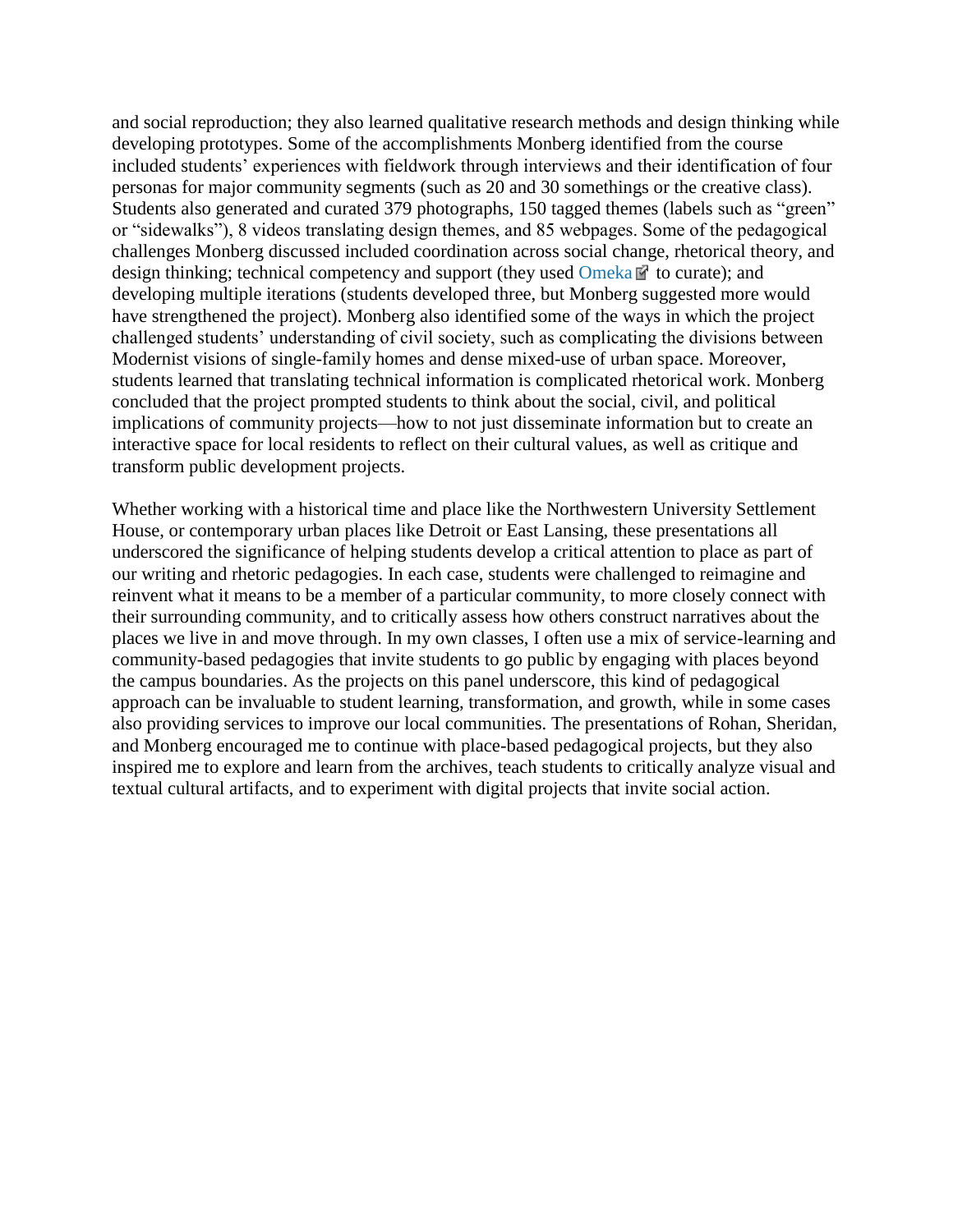and social reproduction; they also learned qualitative research methods and design thinking while developing prototypes. Some of the accomplishments Monberg identified from the course included students' experiences with fieldwork through interviews and their identification of four personas for major community segments (such as 20 and 30 somethings or the creative class). Students also generated and curated 379 photographs, 150 tagged themes (labels such as "green" or "sidewalks"), 8 videos translating design themes, and 85 webpages. Some of the pedagogical challenges Monberg discussed included coordination across social change, rhetorical theory, and design thinking; technical competency and support (they used Omeka to curate); and developing multiple iterations (students developed three, but Monberg suggested more would have strengthened the project). Monberg also identified some of the ways in which the project challenged students' understanding of civil society, such as complicating the divisions between Modernist visions of single-family homes and dense mixed-use of urban space. Moreover, students learned that translating technical information is complicated rhetorical work. Monberg concluded that the project prompted students to think about the social, civil, and political implications of community projects—how to not just disseminate information but to create an interactive space for local residents to reflect on their cultural values, as well as critique and transform public development projects.

Whether working with a historical time and place like the Northwestern University Settlement House, or contemporary urban places like Detroit or East Lansing, these presentations all underscored the significance of helping students develop a critical attention to place as part of our writing and rhetoric pedagogies. In each case, students were challenged to reimagine and reinvent what it means to be a member of a particular community, to more closely connect with their surrounding community, and to critically assess how others construct narratives about the places we live in and move through. In my own classes, I often use a mix of service-learning and community-based pedagogies that invite students to go public by engaging with places beyond the campus boundaries. As the projects on this panel underscore, this kind of pedagogical approach can be invaluable to student learning, transformation, and growth, while in some cases also providing services to improve our local communities. The presentations of Rohan, Sheridan, and Monberg encouraged me to continue with place-based pedagogical projects, but they also inspired me to explore and learn from the archives, teach students to critically analyze visual and textual cultural artifacts, and to experiment with digital projects that invite social action.